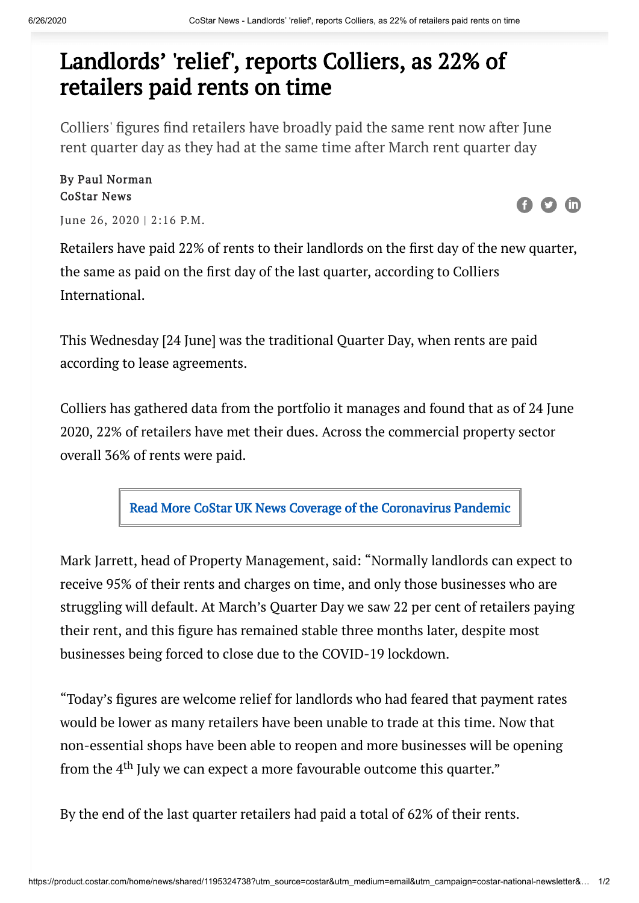// Landlords' 'relief', reports Colliers, as 22% of retailers paid rents on time

# Landlords' 'relief', reports Colliers, as 22% of retailers paid rents on time

Colliers' figures find retailers have broadly paid the same rent now after June rent quarter day as they had at the same time after March rent quarter day

By Paul Norman
CoStar News

June 26, 2020 | 2:16 P.M.

Retailers have paid 22% of rents to their landlords on the first day of the new quarter, the same as paid on the first day of the last quarter, according to Colliers International.

This Wednesday [24 June] was the traditional Quarter Day, when rents are paid according to lease agreements.

Colliers has gathered data from the portfolio it manages and found that as of 24 June 2020, 22% of retailers have met their dues. Across the commercial property sector overall 36% of rents were paid.

Read More CoStar UK News Coverage of the Coronavirus Pandemic

Mark Jarrett, head of Property Management, said: "Normally landlords can expect to receive 95% of their rents and charges on time, and only those businesses who are struggling will default. At March's Quarter Day we saw 22 per cent of retailers paying their rent, and this figure has remained stable three months later, despite most businesses being forced to close due to the COVID-19 lockdown.

"Today's figures are welcome relief for landlords who had feared that payment rates would be lower as many retailers have been unable to trade at this time. Now that non-essential shops have been able to reopen and more businesses will be opening from the 4th July we can expect a more favourable outcome this quarter."

By the end of the last quarter retailers had paid a total of 62% of their rents.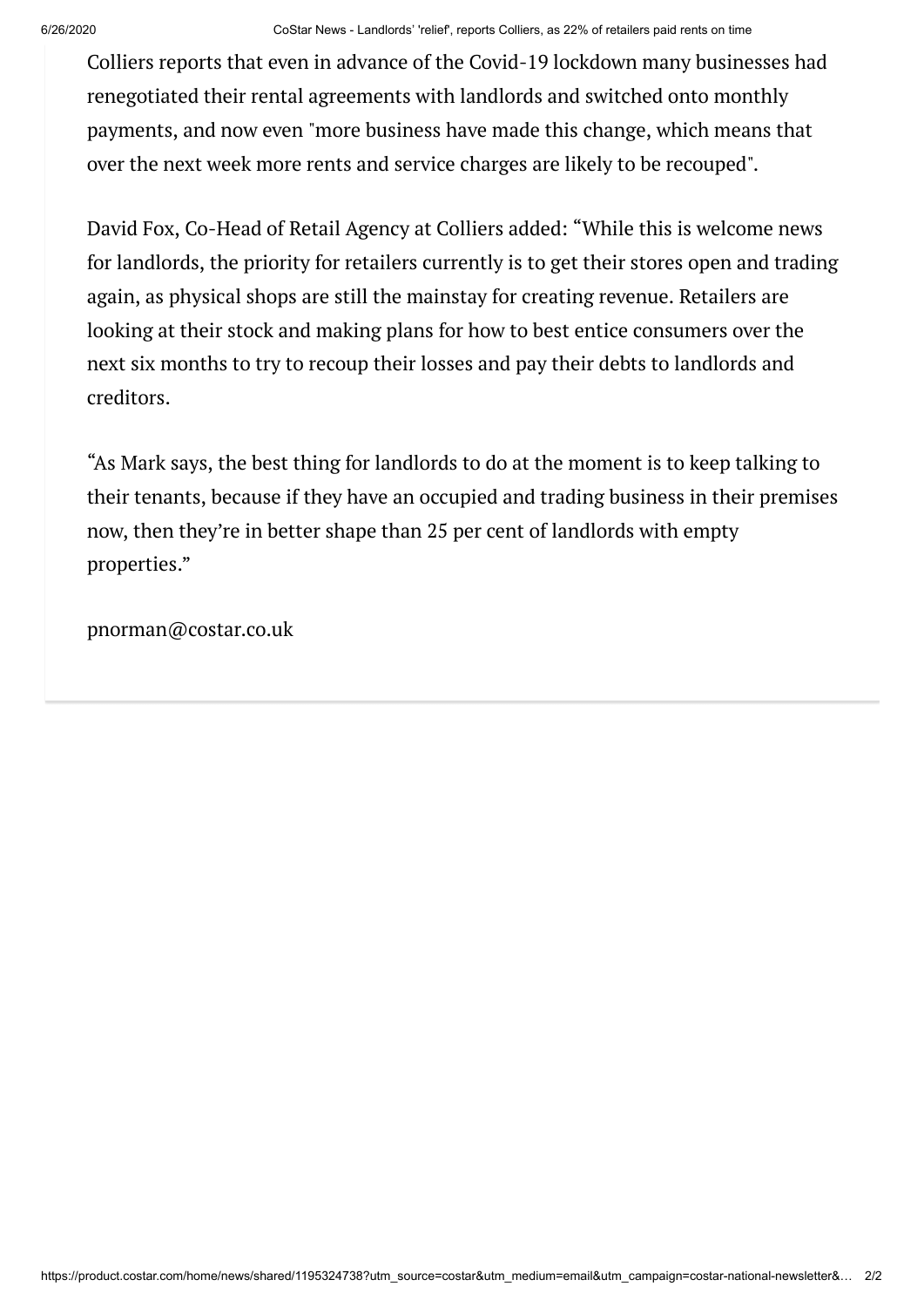Colliers reports that even in advance of the Covid-19 lockdown many businesses had renegotiated their rental agreements with landlords and switched onto monthly payments, and now even "more business have made this change, which means that over the next week more rents and service charges are likely to be recouped".

David Fox, Co-Head of Retail Agency at Colliers added: “While this is welcome news for landlords, the priority for retailers currently is to get their stores open and trading again, as physical shops are still the mainstay for creating revenue. Retailers are looking at their stock and making plans for how to best entice consumers over the next six months to try to recoup their losses and pay their debts to landlords and creditors.

“As Mark says, the best thing for landlords to do at the moment is to keep talking to their tenants, because if they have an occupied and trading business in their premises now, then they’re in better shape than 25 per cent of landlords with empty properties.”

pnorman@costar.co.uk